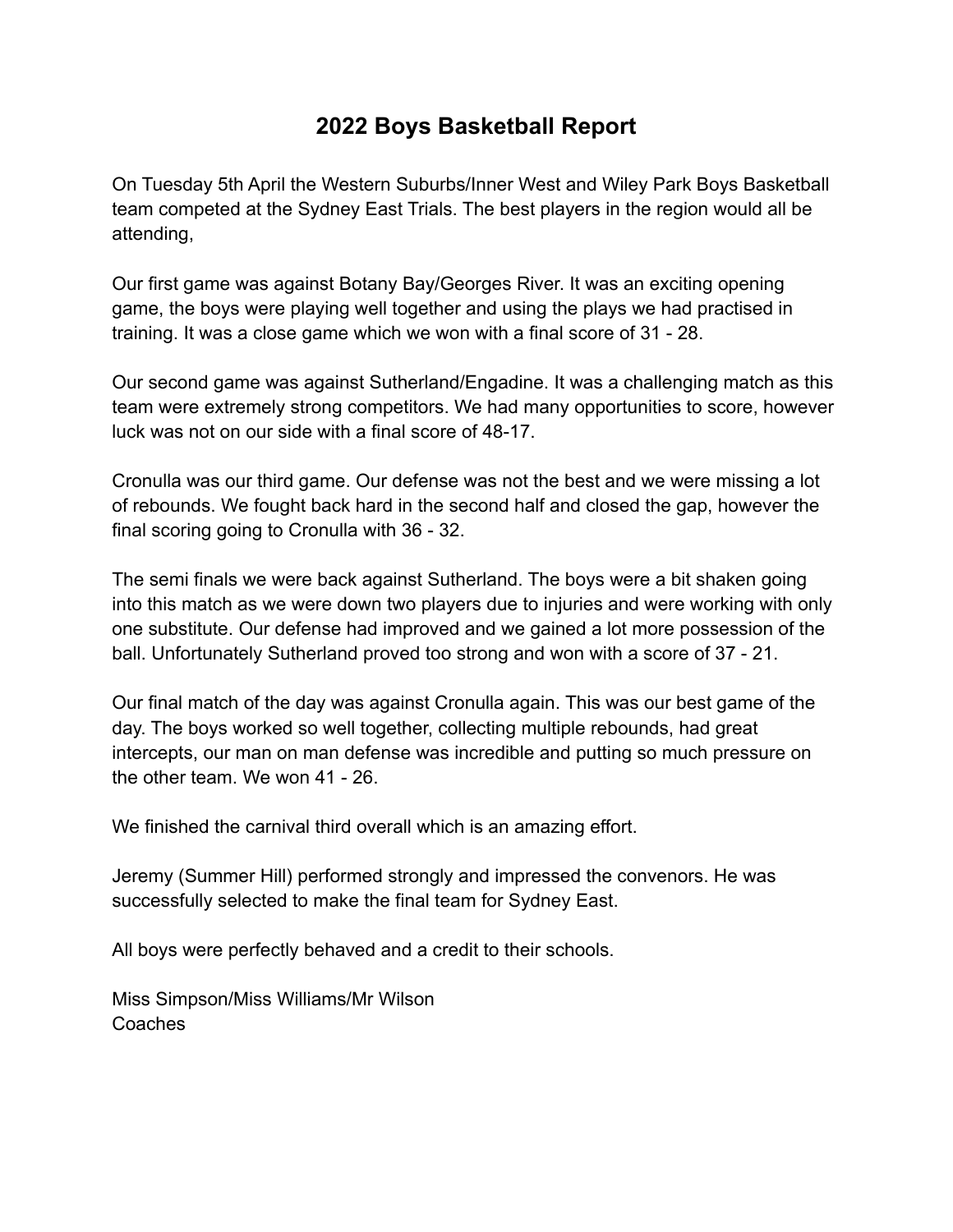# 2022 Boys Basketball Report

On Tuesday 5th April the Western Suburbs/Inner West and Wiley Park Boys Basketball team competed at the Sydney East Trials. The best players in the region would all be attending,

Our first game was against Botany Bay/Georges River. It was an exciting opening game, the boys were playing well together and using the plays we had practised in training. It was a close game which we won with a final score of 31 - 28.

Our second game was against Sutherland/Engadine. It was a challenging match as this team were extremely strong competitors. We had many opportunities to score, however luck was not on our side with a final score of 48-17.

Cronulla was our third game. Our defense was not the best and we were missing a lot of rebounds. We fought back hard in the second half and closed the gap, however the final scoring going to Cronulla with 36 - 32.

The semi finals we were back against Sutherland. The boys were a bit shaken going into this match as we were down two players due to injuries and were working with only one substitute. Our defense had improved and we gained a lot more possession of the ball. Unfortunately Sutherland proved too strong and won with a score of 37 - 21.

Our final match of the day was against Cronulla again. This was our best game of the day. The boys worked so well together, collecting multiple rebounds, had great intercepts, our man on man defense was incredible and putting so much pressure on the other team. We won 41 - 26.

We finished the carnival third overall which is an amazing effort.

Jeremy (Summer Hill) performed strongly and impressed the convenors. He was successfully selected to make the final team for Sydney East.

All boys were perfectly behaved and a credit to their schools.

Miss Simpson/Miss Williams/Mr Wilson
Coaches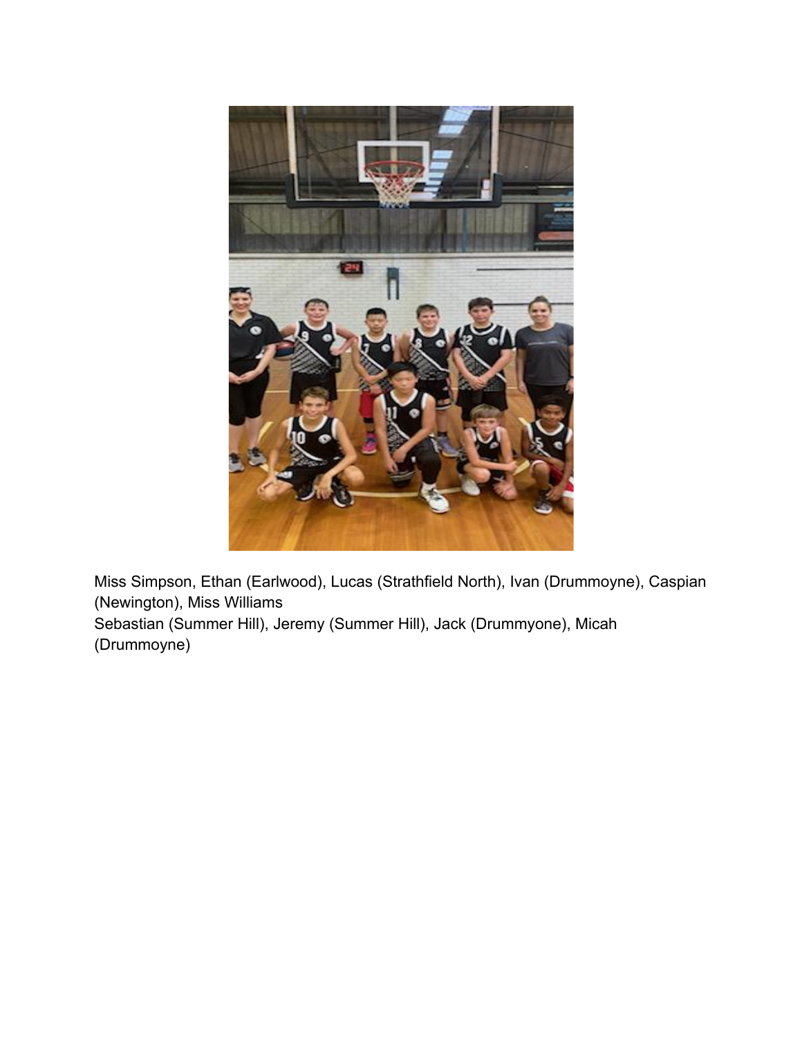Miss Simpson, Ethan (Earlwood), Lucas (Strathfield North), Ivan (Drummoyne), Caspian (Newington), Miss Williams
Sebastian (Summer Hill), Jeremy (Summer Hill), Jack (Drummyone), Micah (Drummoyne)